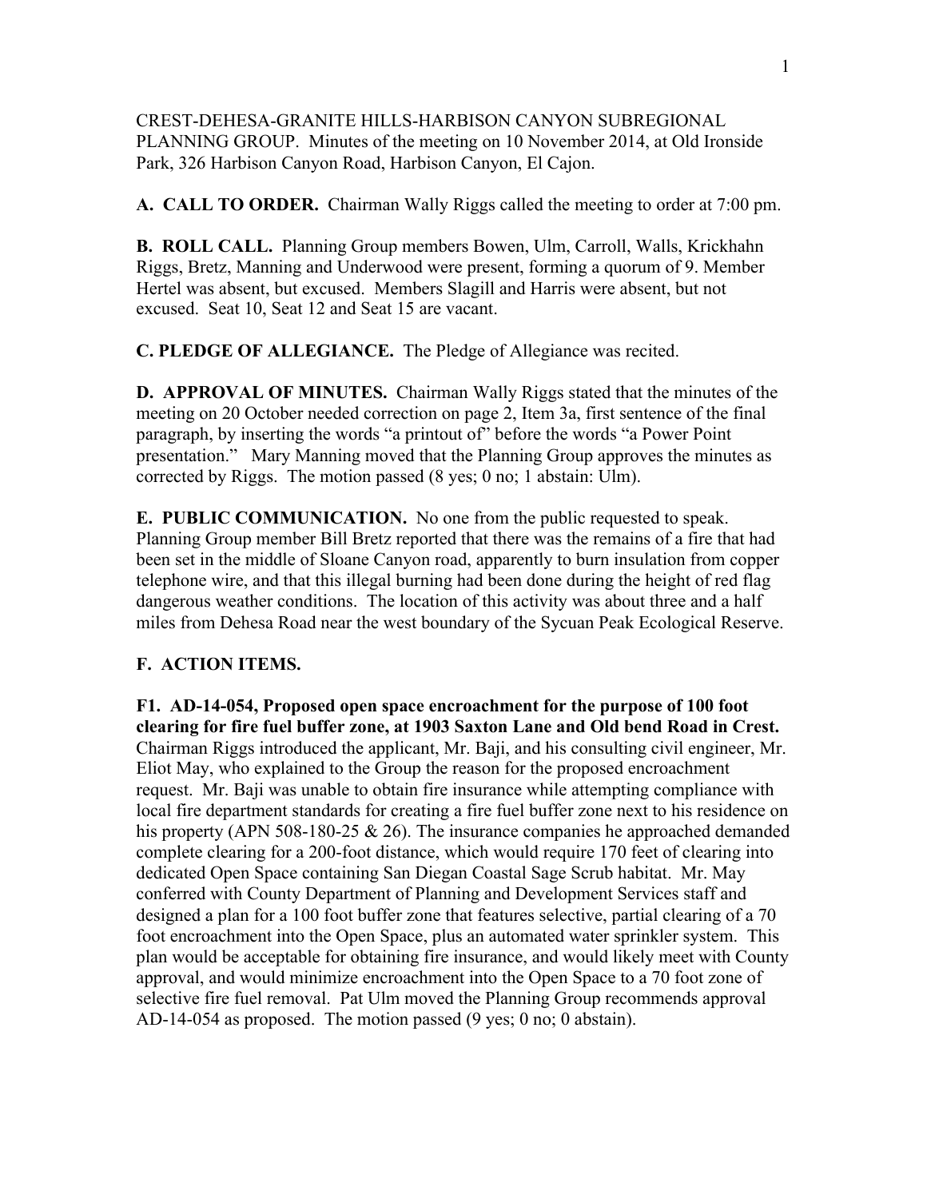CREST-DEHESA-GRANITE HILLS-HARBISON CANYON SUBREGIONAL PLANNING GROUP. Minutes of the meeting on 10 November 2014, at Old Ironside Park, 326 Harbison Canyon Road, Harbison Canyon, El Cajon.

**A. CALL TO ORDER.** Chairman Wally Riggs called the meeting to order at 7:00 pm.

**B. ROLL CALL.** Planning Group members Bowen, Ulm, Carroll, Walls, Krickhahn Riggs, Bretz, Manning and Underwood were present, forming a quorum of 9. Member Hertel was absent, but excused. Members Slagill and Harris were absent, but not excused. Seat 10, Seat 12 and Seat 15 are vacant.

**C. PLEDGE OF ALLEGIANCE.** The Pledge of Allegiance was recited.

**D. APPROVAL OF MINUTES.** Chairman Wally Riggs stated that the minutes of the meeting on 20 October needed correction on page 2, Item 3a, first sentence of the final paragraph, by inserting the words "a printout of" before the words "a Power Point presentation." Mary Manning moved that the Planning Group approves the minutes as corrected by Riggs. The motion passed (8 yes; 0 no; 1 abstain: Ulm).

**E. PUBLIC COMMUNICATION.** No one from the public requested to speak. Planning Group member Bill Bretz reported that there was the remains of a fire that had been set in the middle of Sloane Canyon road, apparently to burn insulation from copper telephone wire, and that this illegal burning had been done during the height of red flag dangerous weather conditions. The location of this activity was about three and a half miles from Dehesa Road near the west boundary of the Sycuan Peak Ecological Reserve.

**F. ACTION ITEMS.**

**F1. AD-14-054, Proposed open space encroachment for the purpose of 100 foot clearing for fire fuel buffer zone, at 1903 Saxton Lane and Old bend Road in Crest.** Chairman Riggs introduced the applicant, Mr. Baji, and his consulting civil engineer, Mr. Eliot May, who explained to the Group the reason for the proposed encroachment request. Mr. Baji was unable to obtain fire insurance while attempting compliance with local fire department standards for creating a fire fuel buffer zone next to his residence on his property (APN 508-180-25 & 26). The insurance companies he approached demanded complete clearing for a 200-foot distance, which would require 170 feet of clearing into dedicated Open Space containing San Diegan Coastal Sage Scrub habitat. Mr. May conferred with County Department of Planning and Development Services staff and designed a plan for a 100 foot buffer zone that features selective, partial clearing of a 70 foot encroachment into the Open Space, plus an automated water sprinkler system. This plan would be acceptable for obtaining fire insurance, and would likely meet with County approval, and would minimize encroachment into the Open Space to a 70 foot zone of selective fire fuel removal. Pat Ulm moved the Planning Group recommends approval AD-14-054 as proposed. The motion passed (9 yes; 0 no; 0 abstain).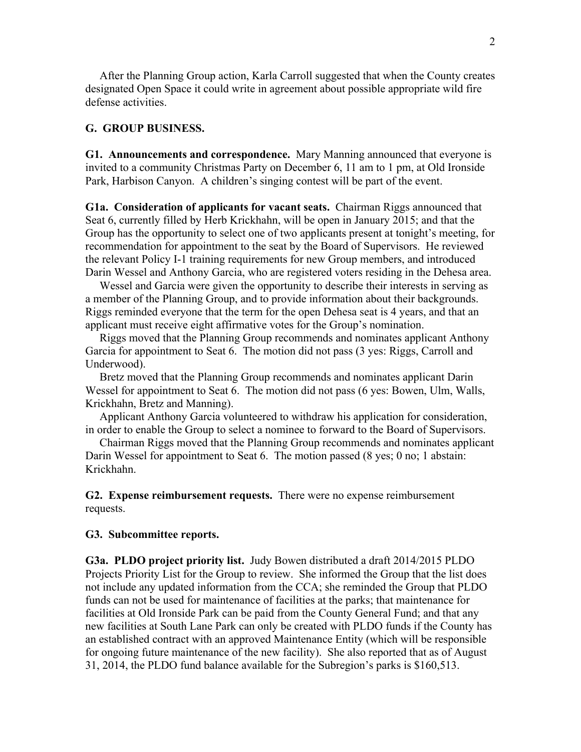After the Planning Group action, Karla Carroll suggested that when the County creates designated Open Space it could write in agreement about possible appropriate wild fire defense activities.

**G. GROUP BUSINESS.**

**G1. Announcements and correspondence.** Mary Manning announced that everyone is invited to a community Christmas Party on December 6, 11 am to 1 pm, at Old Ironside Park, Harbison Canyon. A children's singing contest will be part of the event.

**G1a. Consideration of applicants for vacant seats.** Chairman Riggs announced that Seat 6, currently filled by Herb Krickhahn, will be open in January 2015; and that the Group has the opportunity to select one of two applicants present at tonight's meeting, for recommendation for appointment to the seat by the Board of Supervisors. He reviewed the relevant Policy I-1 training requirements for new Group members, and introduced Darin Wessel and Anthony Garcia, who are registered voters residing in the Dehesa area.

Wessel and Garcia were given the opportunity to describe their interests in serving as a member of the Planning Group, and to provide information about their backgrounds. Riggs reminded everyone that the term for the open Dehesa seat is 4 years, and that an applicant must receive eight affirmative votes for the Group's nomination.

Riggs moved that the Planning Group recommends and nominates applicant Anthony Garcia for appointment to Seat 6. The motion did not pass (3 yes: Riggs, Carroll and Underwood).

Bretz moved that the Planning Group recommends and nominates applicant Darin Wessel for appointment to Seat 6. The motion did not pass (6 yes: Bowen, Ulm, Walls, Krickhahn, Bretz and Manning).

Applicant Anthony Garcia volunteered to withdraw his application for consideration, in order to enable the Group to select a nominee to forward to the Board of Supervisors.

Chairman Riggs moved that the Planning Group recommends and nominates applicant Darin Wessel for appointment to Seat 6. The motion passed (8 yes; 0 no; 1 abstain: Krickhahn.

**G2. Expense reimbursement requests.** There were no expense reimbursement requests.

**G3. Subcommittee reports.**

**G3a. PLDO project priority list.** Judy Bowen distributed a draft 2014/2015 PLDO Projects Priority List for the Group to review. She informed the Group that the list does not include any updated information from the CCA; she reminded the Group that PLDO funds can not be used for maintenance of facilities at the parks; that maintenance for facilities at Old Ironside Park can be paid from the County General Fund; and that any new facilities at South Lane Park can only be created with PLDO funds if the County has an established contract with an approved Maintenance Entity (which will be responsible for ongoing future maintenance of the new facility). She also reported that as of August 31, 2014, the PLDO fund balance available for the Subregion's parks is $160,513.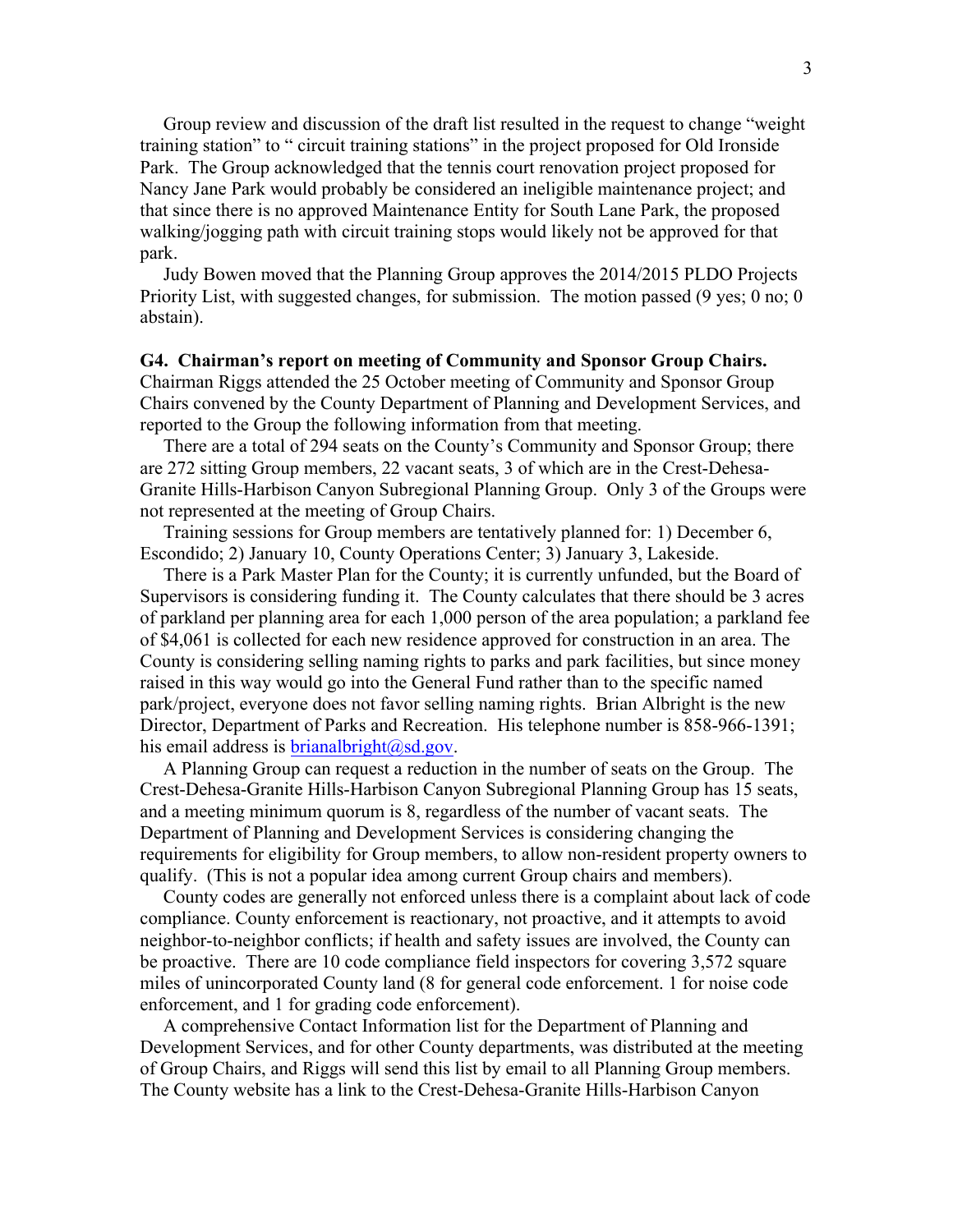Group review and discussion of the draft list resulted in the request to change "weight training station" to " circuit training stations" in the project proposed for Old Ironside Park. The Group acknowledged that the tennis court renovation project proposed for Nancy Jane Park would probably be considered an ineligible maintenance project; and that since there is no approved Maintenance Entity for South Lane Park, the proposed walking/jogging path with circuit training stops would likely not be approved for that park.

Judy Bowen moved that the Planning Group approves the 2014/2015 PLDO Projects Priority List, with suggested changes, for submission. The motion passed (9 yes; 0 no; 0 abstain).

**G4. Chairman's report on meeting of Community and Sponsor Group Chairs.** Chairman Riggs attended the 25 October meeting of Community and Sponsor Group Chairs convened by the County Department of Planning and Development Services, and reported to the Group the following information from that meeting.

There are a total of 294 seats on the County's Community and Sponsor Group; there are 272 sitting Group members, 22 vacant seats, 3 of which are in the Crest-Dehesa-Granite Hills-Harbison Canyon Subregional Planning Group. Only 3 of the Groups were not represented at the meeting of Group Chairs.

Training sessions for Group members are tentatively planned for: 1) December 6, Escondido; 2) January 10, County Operations Center; 3) January 3, Lakeside.

There is a Park Master Plan for the County; it is currently unfunded, but the Board of Supervisors is considering funding it. The County calculates that there should be 3 acres of parkland per planning area for each 1,000 person of the area population; a parkland fee of $4,061 is collected for each new residence approved for construction in an area. The County is considering selling naming rights to parks and park facilities, but since money raised in this way would go into the General Fund rather than to the specific named park/project, everyone does not favor selling naming rights. Brian Albright is the new Director, Department of Parks and Recreation. His telephone number is 858-966-1391; his email address is [brianalbright@sd.gov](mailto:brianalbright@sd.gov).

A Planning Group can request a reduction in the number of seats on the Group. The Crest-Dehesa-Granite Hills-Harbison Canyon Subregional Planning Group has 15 seats, and a meeting minimum quorum is 8, regardless of the number of vacant seats. The Department of Planning and Development Services is considering changing the requirements for eligibility for Group members, to allow non-resident property owners to qualify. (This is not a popular idea among current Group chairs and members).

County codes are generally not enforced unless there is a complaint about lack of code compliance. County enforcement is reactionary, not proactive, and it attempts to avoid neighbor-to-neighbor conflicts; if health and safety issues are involved, the County can be proactive. There are 10 code compliance field inspectors for covering 3,572 square miles of unincorporated County land (8 for general code enforcement. 1 for noise code enforcement, and 1 for grading code enforcement).

A comprehensive Contact Information list for the Department of Planning and Development Services, and for other County departments, was distributed at the meeting of Group Chairs, and Riggs will send this list by email to all Planning Group members. The County website has a link to the Crest-Dehesa-Granite Hills-Harbison Canyon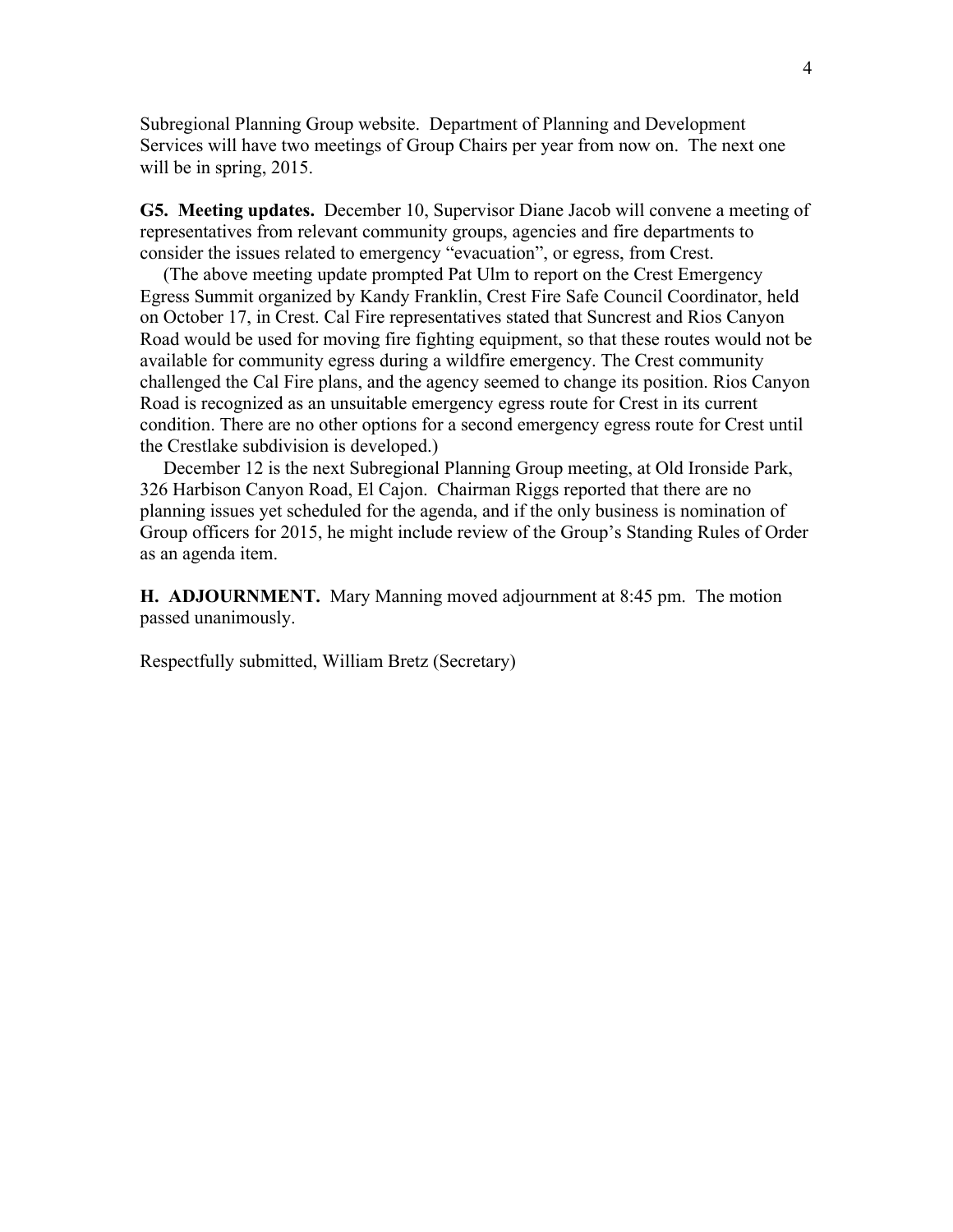Subregional Planning Group website. Department of Planning and Development Services will have two meetings of Group Chairs per year from now on. The next one will be in spring, 2015.

**G5. Meeting updates.** December 10, Supervisor Diane Jacob will convene a meeting of representatives from relevant community groups, agencies and fire departments to consider the issues related to emergency "evacuation", or egress, from Crest.

(The above meeting update prompted Pat Ulm to report on the Crest Emergency Egress Summit organized by Kandy Franklin, Crest Fire Safe Council Coordinator, held on October 17, in Crest. Cal Fire representatives stated that Suncrest and Rios Canyon Road would be used for moving fire fighting equipment, so that these routes would not be available for community egress during a wildfire emergency. The Crest community challenged the Cal Fire plans, and the agency seemed to change its position. Rios Canyon Road is recognized as an unsuitable emergency egress route for Crest in its current condition. There are no other options for a second emergency egress route for Crest until the Crestlake subdivision is developed.)

December 12 is the next Subregional Planning Group meeting, at Old Ironside Park, 326 Harbison Canyon Road, El Cajon. Chairman Riggs reported that there are no planning issues yet scheduled for the agenda, and if the only business is nomination of Group officers for 2015, he might include review of the Group's Standing Rules of Order as an agenda item.

**H. ADJOURNMENT.** Mary Manning moved adjournment at 8:45 pm. The motion passed unanimously.

Respectfully submitted, William Bretz (Secretary)